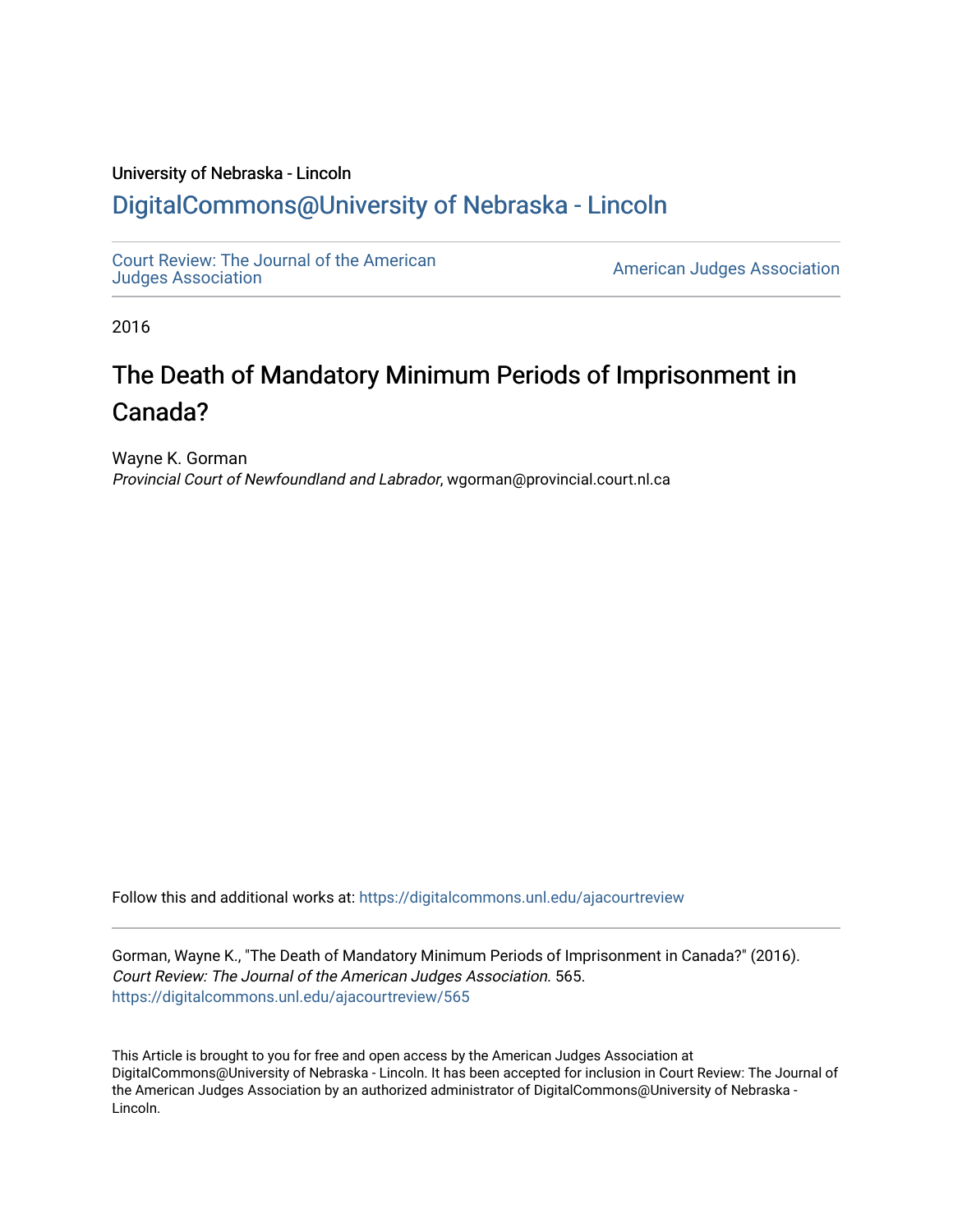University of Nebraska - Lincoln

# DigitalCommons@University of Nebraska - Lincoln

Court Review: The Journal of the American Judges Association

American Judges Association

2016

## The Death of Mandatory Minimum Periods of Imprisonment in Canada?

Wayne K. Gorman
*Provincial Court of Newfoundland and Labrador*, wgorman@provincial.court.nl.ca

Follow this and additional works at: https://digitalcommons.unl.edu/ajacourtreview

Gorman, Wayne K., "The Death of Mandatory Minimum Periods of Imprisonment in Canada?" (2016). *Court Review: The Journal of the American Judges Association*. 565.
https://digitalcommons.unl.edu/ajacourtreview/565

This Article is brought to you for free and open access by the American Judges Association at DigitalCommons@University of Nebraska - Lincoln. It has been accepted for inclusion in Court Review: The Journal of the American Judges Association by an authorized administrator of DigitalCommons@University of Nebraska - Lincoln.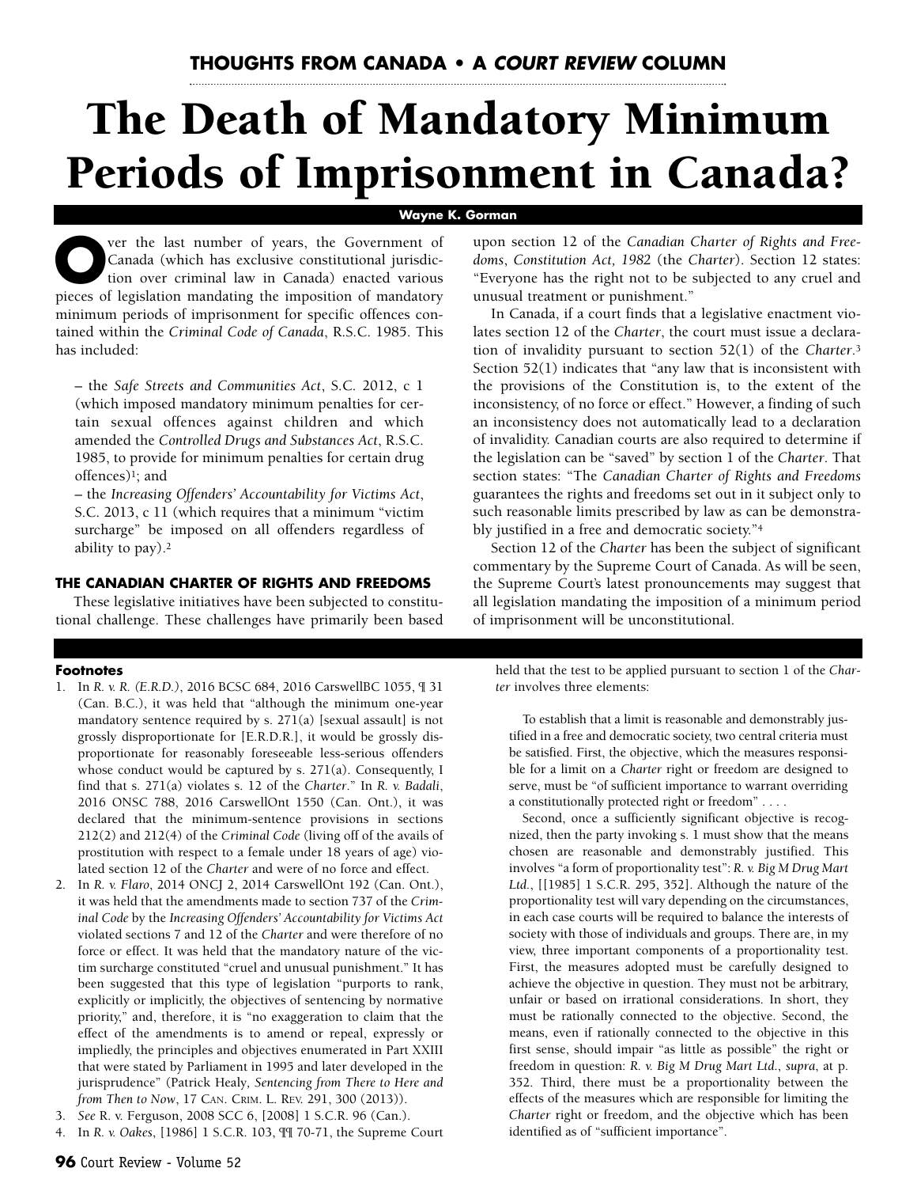### THOUGHTS FROM CANADA • A *COURT REVIEW* COLUMN

# The Death of Mandatory Minimum Periods of Imprisonment in Canada?

**Wayne K. Gorman**

Over the last number of years, the Government of Canada (which has exclusive constitutional jurisdiction over criminal law in Canada) enacted various pieces of legislation mandating the imposition of mandatory minimum periods of imprisonment for specific offences contained within the *Criminal Code of Canada*, R.S.C. 1985. This has included:

– the *Safe Streets and Communities Act*, S.C. 2012, c 1 (which imposed mandatory minimum penalties for certain sexual offences against children and which amended the *Controlled Drugs and Substances Act*, R.S.C. 1985, to provide for minimum penalties for certain drug offences)[1]; and

– the *Increasing Offenders' Accountability for Victims Act*, S.C. 2013, c 11 (which requires that a minimum "victim surcharge" be imposed on all offenders regardless of ability to pay).[2]

## THE CANADIAN CHARTER OF RIGHTS AND FREEDOMS

These legislative initiatives have been subjected to constitutional challenge. These challenges have primarily been based upon section 12 of the *Canadian Charter of Rights and Freedoms*, *Constitution Act, 1982* (the *Charter*). Section 12 states: "Everyone has the right not to be subjected to any cruel and unusual treatment or punishment."

In Canada, if a court finds that a legislative enactment violates section 12 of the *Charter*, the court must issue a declaration of invalidity pursuant to section 52(1) of the *Charter*.[3] Section 52(1) indicates that "any law that is inconsistent with the provisions of the Constitution is, to the extent of the inconsistency, of no force or effect." However, a finding of such an inconsistency does not automatically lead to a declaration of invalidity. Canadian courts are also required to determine if the legislation can be "saved" by section 1 of the *Charter*. That section states: "The *Canadian Charter of Rights and Freedoms* guarantees the rights and freedoms set out in it subject only to such reasonable limits prescribed by law as can be demonstrably justified in a free and democratic society."[4]

Section 12 of the *Charter* has been the subject of significant commentary by the Supreme Court of Canada. As will be seen, the Supreme Court's latest pronouncements may suggest that all legislation mandating the imposition of a minimum period of imprisonment will be unconstitutional.

---

**Footnotes**

1. In *R. v. R. (E.R.D.)*, 2016 BCSC 684, 2016 CarswellBC 1055, ¶ 31 (Can. B.C.), it was held that "although the minimum one-year mandatory sentence required by s. 271(a) [sexual assault] is not grossly disproportionate for [E.R.D.R.], it would be grossly disproportionate for reasonably foreseeable less-serious offenders whose conduct would be captured by s. 271(a). Consequently, I find that s. 271(a) violates s. 12 of the *Charter*." In *R. v. Badali*, 2016 ONSC 788, 2016 CarswellOnt 1550 (Can. Ont.), it was declared that the minimum-sentence provisions in sections 212(2) and 212(4) of the *Criminal Code* (living off of the avails of prostitution with respect to a female under 18 years of age) violated section 12 of the *Charter* and were of no force and effect.

2. In *R. v. Flaro*, 2014 ONCJ 2, 2014 CarswellOnt 192 (Can. Ont.), it was held that the amendments made to section 737 of the *Criminal Code* by the *Increasing Offenders' Accountability for Victims Act* violated sections 7 and 12 of the *Charter* and were therefore of no force or effect. It was held that the mandatory nature of the victim surcharge constituted "cruel and unusual punishment." It has been suggested that this type of legislation "purports to rank, explicitly or implicitly, the objectives of sentencing by normative priority," and, therefore, it is "no exaggeration to claim that the effect of the amendments is to amend or repeal, expressly or impliedly, the principles and objectives enumerated in Part XXIII that were stated by Parliament in 1995 and later developed in the jurisprudence" (Patrick Healy, *Sentencing from There to Here and from Then to Now*, 17 CAN. CRIM. L. REV. 291, 300 (2013)).

3. *See* R. v. Ferguson, 2008 SCC 6, [2008] 1 S.C.R. 96 (Can.).

4. In *R. v. Oakes*, [1986] 1 S.C.R. 103, ¶¶ 70-71, the Supreme Court held that the test to be applied pursuant to section 1 of the *Charter* involves three elements:

   > To establish that a limit is reasonable and demonstrably justified in a free and democratic society, two central criteria must be satisfied. First, the objective, which the measures responsible for a limit on a *Charter* right or freedom are designed to serve, must be "of sufficient importance to warrant overriding a constitutionally protected right or freedom" . . . .
   >
   > Second, once a sufficiently significant objective is recognized, then the party invoking s. 1 must show that the means chosen are reasonable and demonstrably justified. This involves "a form of proportionality test": *R. v. Big M Drug Mart Ltd.*, [[1985] 1 S.C.R. 295, 352]. Although the nature of the proportionality test will vary depending on the circumstances, in each case courts will be required to balance the interests of society with those of individuals and groups. There are, in my view, three important components of a proportionality test. First, the measures adopted must be carefully designed to achieve the objective in question. They must not be arbitrary, unfair or based on irrational considerations. In short, they must be rationally connected to the objective. Second, the means, even if rationally connected to the objective in this first sense, should impair "as little as possible" the right or freedom in question: *R. v. Big M Drug Mart Ltd.*, *supra*, at p. 352. Third, there must be a proportionality between the effects of the measures which are responsible for limiting the *Charter* right or freedom, and the objective which has been identified as of "sufficient importance".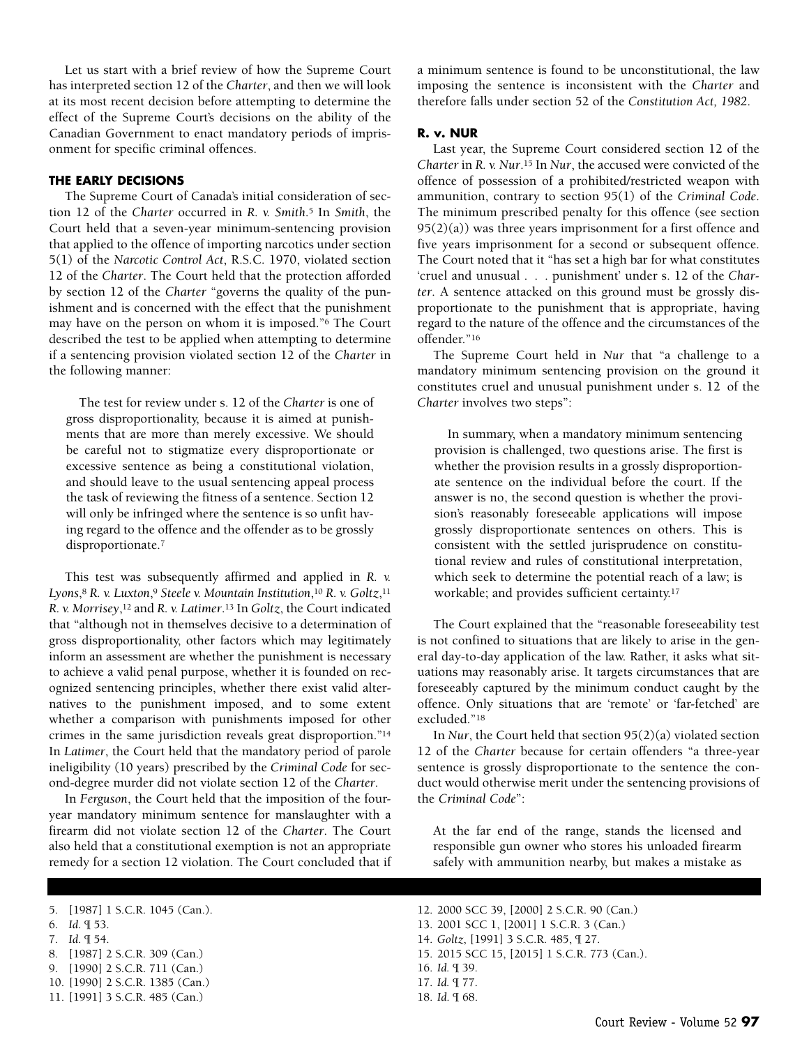Let us start with a brief review of how the Supreme Court has interpreted section 12 of the *Charter*, and then we will look at its most recent decision before attempting to determine the effect of the Supreme Court's decisions on the ability of the Canadian Government to enact mandatory periods of imprisonment for specific criminal offences.

### THE EARLY DECISIONS

The Supreme Court of Canada's initial consideration of section 12 of the *Charter* occurred in *R. v. Smith*.[5] In *Smith*, the Court held that a seven-year minimum-sentencing provision that applied to the offence of importing narcotics under section 5(1) of the *Narcotic Control Act*, R.S.C. 1970, violated section 12 of the *Charter*. The Court held that the protection afforded by section 12 of the *Charter* "governs the quality of the punishment and is concerned with the effect that the punishment may have on the person on whom it is imposed."[6] The Court described the test to be applied when attempting to determine if a sentencing provision violated section 12 of the *Charter* in the following manner:

> The test for review under s. 12 of the *Charter* is one of gross disproportionality, because it is aimed at punishments that are more than merely excessive. We should be careful not to stigmatize every disproportionate or excessive sentence as being a constitutional violation, and should leave to the usual sentencing appeal process the task of reviewing the fitness of a sentence. Section 12 will only be infringed where the sentence is so unfit having regard to the offence and the offender as to be grossly disproportionate.[7]

This test was subsequently affirmed and applied in *R. v. Lyons*,[8] *R. v. Luxton*,[9] *Steele v. Mountain Institution*,[10] *R. v. Goltz*,[11] *R. v. Morrisey*,[12] and *R. v. Latimer*.[13] In *Goltz*, the Court indicated that "although not in themselves decisive to a determination of gross disproportionality, other factors which may legitimately inform an assessment are whether the punishment is necessary to achieve a valid penal purpose, whether it is founded on recognized sentencing principles, whether there exist valid alternatives to the punishment imposed, and to some extent whether a comparison with punishments imposed for other crimes in the same jurisdiction reveals great disproportion."[14] In *Latimer*, the Court held that the mandatory period of parole ineligibility (10 years) prescribed by the *Criminal Code* for second-degree murder did not violate section 12 of the *Charter*.

In *Ferguson*, the Court held that the imposition of the four-year mandatory minimum sentence for manslaughter with a firearm did not violate section 12 of the *Charter*. The Court also held that a constitutional exemption is not an appropriate remedy for a section 12 violation. The Court concluded that if a minimum sentence is found to be unconstitutional, the law imposing the sentence is inconsistent with the *Charter* and therefore falls under section 52 of the *Constitution Act, 1982*.

### R. v. NUR

Last year, the Supreme Court considered section 12 of the *Charter* in *R. v. Nur*.[15] In *Nur*, the accused were convicted of the offence of possession of a prohibited/restricted weapon with ammunition, contrary to section 95(1) of the *Criminal Code*. The minimum prescribed penalty for this offence (see section 95(2)(a)) was three years imprisonment for a first offence and five years imprisonment for a second or subsequent offence. The Court noted that it "has set a high bar for what constitutes 'cruel and unusual . . . punishment' under s. 12 of the *Charter*. A sentence attacked on this ground must be grossly disproportionate to the punishment that is appropriate, having regard to the nature of the offence and the circumstances of the offender."[16]

The Supreme Court held in *Nur* that "a challenge to a mandatory minimum sentencing provision on the ground it constitutes cruel and unusual punishment under s. 12 of the *Charter* involves two steps":

> In summary, when a mandatory minimum sentencing provision is challenged, two questions arise. The first is whether the provision results in a grossly disproportionate sentence on the individual before the court. If the answer is no, the second question is whether the provision's reasonably foreseeable applications will impose grossly disproportionate sentences on others. This is consistent with the settled jurisprudence on constitutional review and rules of constitutional interpretation, which seek to determine the potential reach of a law; is workable; and provides sufficient certainty.[17]

The Court explained that the "reasonable foreseeability test is not confined to situations that are likely to arise in the general day-to-day application of the law. Rather, it asks what situations may reasonably arise. It targets circumstances that are foreseeably captured by the minimum conduct caught by the offence. Only situations that are 'remote' or 'far-fetched' are excluded."[18]

In *Nur*, the Court held that section 95(2)(a) violated section 12 of the *Charter* because for certain offenders "a three-year sentence is grossly disproportionate to the sentence the conduct would otherwise merit under the sentencing provisions of the *Criminal Code*":

> At the far end of the range, stands the licensed and responsible gun owner who stores his unloaded firearm safely with ammunition nearby, but makes a mistake as

---

5. [1987] 1 S.C.R. 1045 (Can.).
6. *Id.* ¶ 53.
7. *Id.* ¶ 54.
8. [1987] 2 S.C.R. 309 (Can.)
9. [1990] 2 S.C.R. 711 (Can.)
10. [1990] 2 S.C.R. 1385 (Can.)
11. [1991] 3 S.C.R. 485 (Can.)
12. 2000 SCC 39, [2000] 2 S.C.R. 90 (Can.)
13. 2001 SCC 1, [2001] 1 S.C.R. 3 (Can.)
14. *Goltz*, [1991] 3 S.C.R. 485, ¶ 27.
15. 2015 SCC 15, [2015] 1 S.C.R. 773 (Can.).
16. *Id.* ¶ 39.
17. *Id.* ¶ 77.
18. *Id.* ¶ 68.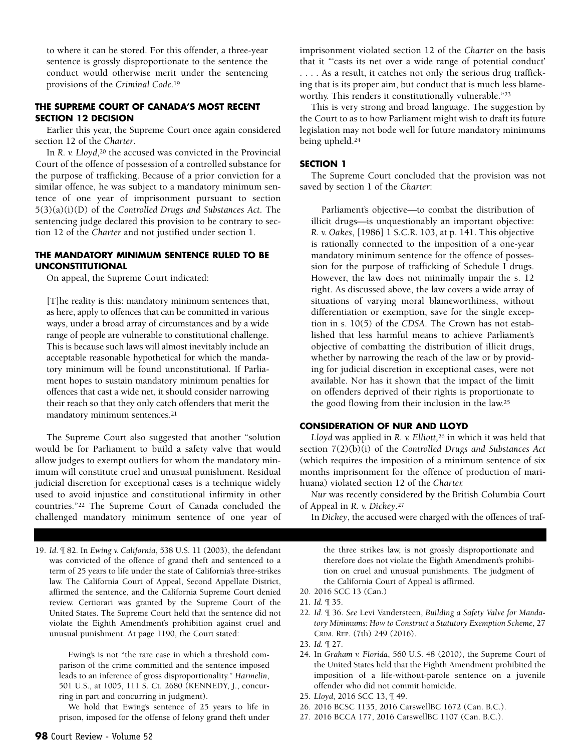to where it can be stored. For this offender, a three-year sentence is grossly disproportionate to the sentence the conduct would otherwise merit under the sentencing provisions of the *Criminal Code*.[19]

### THE SUPREME COURT OF CANADA'S MOST RECENT SECTION 12 DECISION

Earlier this year, the Supreme Court once again considered section 12 of the *Charter*.

In *R. v. Lloyd*,[20] the accused was convicted in the Provincial Court of the offence of possession of a controlled substance for the purpose of trafficking. Because of a prior conviction for a similar offence, he was subject to a mandatory minimum sentence of one year of imprisonment pursuant to section 5(3)(a)(i)(D) of the *Controlled Drugs and Substances Act*. The sentencing judge declared this provision to be contrary to section 12 of the *Charter* and not justified under section 1.

### THE MANDATORY MINIMUM SENTENCE RULED TO BE UNCONSTITUTIONAL

On appeal, the Supreme Court indicated:

> [T]he reality is this: mandatory minimum sentences that, as here, apply to offences that can be committed in various ways, under a broad array of circumstances and by a wide range of people are vulnerable to constitutional challenge. This is because such laws will almost inevitably include an acceptable reasonable hypothetical for which the mandatory minimum will be found unconstitutional. If Parliament hopes to sustain mandatory minimum penalties for offences that cast a wide net, it should consider narrowing their reach so that they only catch offenders that merit the mandatory minimum sentences.[21]

The Supreme Court also suggested that another "solution would be for Parliament to build a safety valve that would allow judges to exempt outliers for whom the mandatory minimum will constitute cruel and unusual punishment. Residual judicial discretion for exceptional cases is a technique widely used to avoid injustice and constitutional infirmity in other countries."[22] The Supreme Court of Canada concluded the challenged mandatory minimum sentence of one year of imprisonment violated section 12 of the *Charter* on the basis that it "'casts its net over a wide range of potential conduct' . . . . As a result, it catches not only the serious drug trafficking that is its proper aim, but conduct that is much less blameworthy. This renders it constitutionally vulnerable."[23]

This is very strong and broad language. The suggestion by the Court to as to how Parliament might wish to draft its future legislation may not bode well for future mandatory minimums being upheld.[24]

### SECTION 1

The Supreme Court concluded that the provision was not saved by section 1 of the *Charter*:

> Parliament's objective—to combat the distribution of illicit drugs—is unquestionably an important objective: *R. v. Oakes*, [1986] 1 S.C.R. 103, at p. 141. This objective is rationally connected to the imposition of a one-year mandatory minimum sentence for the offence of possession for the purpose of trafficking of Schedule I drugs. However, the law does not minimally impair the s. 12 right. As discussed above, the law covers a wide array of situations of varying moral blameworthiness, without differentiation or exemption, save for the single exception in s. 10(5) of the *CDSA*. The Crown has not established that less harmful means to achieve Parliament's objective of combatting the distribution of illicit drugs, whether by narrowing the reach of the law or by providing for judicial discretion in exceptional cases, were not available. Nor has it shown that the impact of the limit on offenders deprived of their rights is proportionate to the good flowing from their inclusion in the law.[25]

### CONSIDERATION OF NUR AND LLOYD

*Lloyd* was applied in *R. v. Elliott*,[26] in which it was held that section 7(2)(b)(i) of the *Controlled Drugs and Substances Act* (which requires the imposition of a minimum sentence of six months imprisonment for the offence of production of marihuana) violated section 12 of the *Charter.*

*Nur* was recently considered by the British Columbia Court of Appeal in *R. v. Dickey*.[27]

In *Dickey*, the accused were charged with the offences of traf-

---

19. *Id.* ¶ 82. In *Ewing v. California*, 538 U.S. 11 (2003), the defendant was convicted of the offence of grand theft and sentenced to a term of 25 years to life under the state of California's three-strikes law. The California Court of Appeal, Second Appellate District, affirmed the sentence, and the California Supreme Court denied review. Certiorari was granted by the Supreme Court of the United States. The Supreme Court held that the sentence did not violate the Eighth Amendment's prohibition against cruel and unusual punishment. At page 1190, the Court stated:

    > Ewing's is not "the rare case in which a threshold comparison of the crime committed and the sentence imposed leads to an inference of gross disproportionality." *Harmelin*, 501 U.S., at 1005, 111 S. Ct. 2680 (KENNEDY, J., concurring in part and concurring in judgment).
    >
    > We hold that Ewing's sentence of 25 years to life in prison, imposed for the offense of felony grand theft under the three strikes law, is not grossly disproportionate and therefore does not violate the Eighth Amendment's prohibition on cruel and unusual punishments. The judgment of the California Court of Appeal is affirmed.

20. 2016 SCC 13 (Can.)
21. *Id.* ¶ 35.
22. *Id.* ¶ 36. *See* Levi Vandersteen, *Building a Safety Valve for Mandatory Minimums: How to Construct a Statutory Exemption Scheme*, 27 CRIM. REP. (7th) 249 (2016).
23. *Id.* ¶ 27.
24. In *Graham v. Florida*, 560 U.S. 48 (2010), the Supreme Court of the United States held that the Eighth Amendment prohibited the imposition of a life-without-parole sentence on a juvenile offender who did not commit homicide.
25. *Lloyd*, 2016 SCC 13, ¶ 49.
26. 2016 BCSC 1135, 2016 CarswellBC 1672 (Can. B.C.).
27. 2016 BCCA 177, 2016 CarswellBC 1107 (Can. B.C.).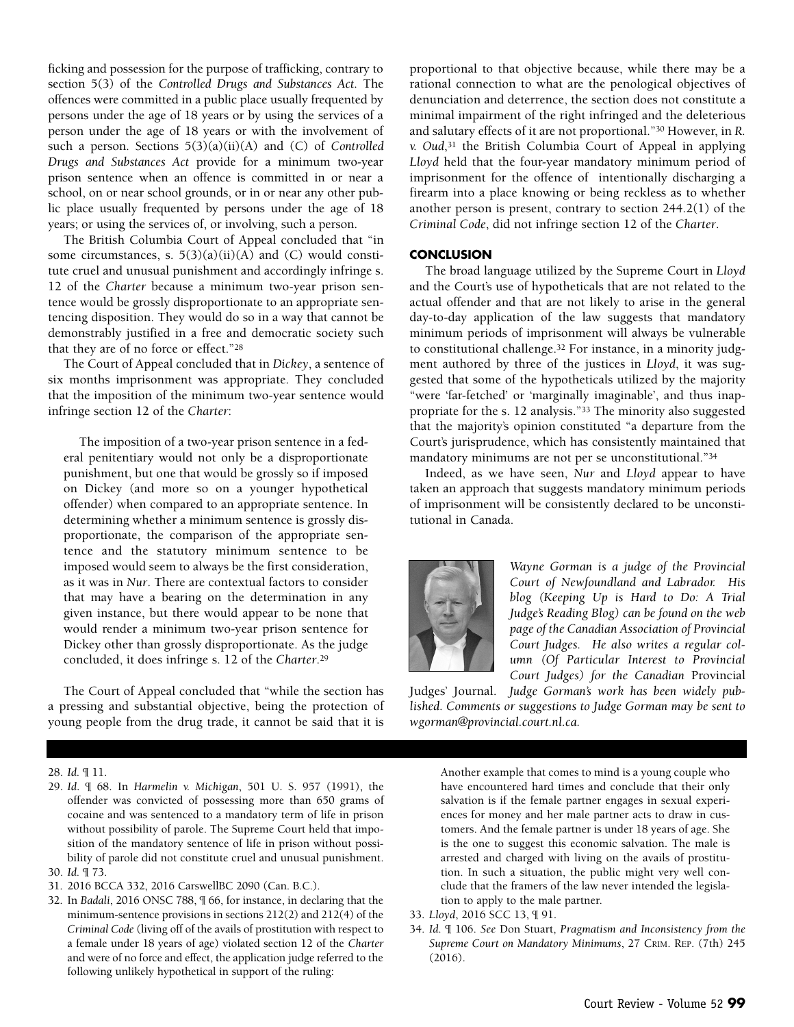ficking and possession for the purpose of trafficking, contrary to section 5(3) of the *Controlled Drugs and Substances Act*. The offences were committed in a public place usually frequented by persons under the age of 18 years or by using the services of a person under the age of 18 years or with the involvement of such a person. Sections 5(3)(a)(ii)(A) and (C) of *Controlled Drugs and Substances Act* provide for a minimum two-year prison sentence when an offence is committed in or near a school, on or near school grounds, or in or near any other public place usually frequented by persons under the age of 18 years; or using the services of, or involving, such a person.

The British Columbia Court of Appeal concluded that "in some circumstances, s. 5(3)(a)(ii)(A) and (C) would constitute cruel and unusual punishment and accordingly infringe s. 12 of the *Charter* because a minimum two-year prison sentence would be grossly disproportionate to an appropriate sentencing disposition. They would do so in a way that cannot be demonstrably justified in a free and democratic society such that they are of no force or effect."[28]

The Court of Appeal concluded that in *Dickey*, a sentence of six months imprisonment was appropriate. They concluded that the imposition of the minimum two-year sentence would infringe section 12 of the *Charter*:

> The imposition of a two-year prison sentence in a federal penitentiary would not only be a disproportionate punishment, but one that would be grossly so if imposed on Dickey (and more so on a younger hypothetical offender) when compared to an appropriate sentence. In determining whether a minimum sentence is grossly disproportionate, the comparison of the appropriate sentence and the statutory minimum sentence to be imposed would seem to always be the first consideration, as it was in *Nur*. There are contextual factors to consider that may have a bearing on the determination in any given instance, but there would appear to be none that would render a minimum two-year prison sentence for Dickey other than grossly disproportionate. As the judge concluded, it does infringe s. 12 of the *Charter*.[29]

The Court of Appeal concluded that "while the section has a pressing and substantial objective, being the protection of young people from the drug trade, it cannot be said that it is proportional to that objective because, while there may be a rational connection to what are the penological objectives of denunciation and deterrence, the section does not constitute a minimal impairment of the right infringed and the deleterious and salutary effects of it are not proportional."[30] However, in *R. v. Oud*,[31] the British Columbia Court of Appeal in applying *Lloyd* held that the four-year mandatory minimum period of imprisonment for the offence of intentionally discharging a firearm into a place knowing or being reckless as to whether another person is present, contrary to section 244.2(1) of the *Criminal Code*, did not infringe section 12 of the *Charter*.

## CONCLUSION

The broad language utilized by the Supreme Court in *Lloyd* and the Court's use of hypotheticals that are not related to the actual offender and that are not likely to arise in the general day-to-day application of the law suggests that mandatory minimum periods of imprisonment will always be vulnerable to constitutional challenge.[32] For instance, in a minority judgment authored by three of the justices in *Lloyd*, it was suggested that some of the hypotheticals utilized by the majority "were 'far-fetched' or 'marginally imaginable', and thus inappropriate for the s. 12 analysis."[33] The minority also suggested that the majority's opinion constituted "a departure from the Court's jurisprudence, which has consistently maintained that mandatory minimums are not per se unconstitutional."[34]

Indeed, as we have seen, *Nur* and *Lloyd* appear to have taken an approach that suggests mandatory minimum periods of imprisonment will be consistently declared to be unconstitutional in Canada.

*Wayne Gorman is a judge of the Provincial Court of Newfoundland and Labrador. His blog (Keeping Up is Hard to Do: A Trial Judge's Reading Blog) can be found on the web page of the Canadian Association of Provincial Court Judges. He also writes a regular column (Of Particular Interest to Provincial Court Judges) for the Canadian* Provincial Judges' Journal. *Judge Gorman's work has been widely published. Comments or suggestions to Judge Gorman may be sent to wgorman@provincial.court.nl.ca.*

---

28. *Id.* ¶ 11.
29. *Id.* ¶ 68. In *Harmelin v. Michigan*, 501 U. S. 957 (1991), the offender was convicted of possessing more than 650 grams of cocaine and was sentenced to a mandatory term of life in prison without possibility of parole. The Supreme Court held that imposition of the mandatory sentence of life in prison without possibility of parole did not constitute cruel and unusual punishment.
30. *Id.* ¶ 73.
31. 2016 BCCA 332, 2016 CarswellBC 2090 (Can. B.C.).
32. In *Badali*, 2016 ONSC 788, ¶ 66, for instance, in declaring that the minimum-sentence provisions in sections 212(2) and 212(4) of the *Criminal Code* (living off of the avails of prostitution with respect to a female under 18 years of age) violated section 12 of the *Charter* and were of no force and effect, the application judge referred to the following unlikely hypothetical in support of the ruling:

    > Another example that comes to mind is a young couple who have encountered hard times and conclude that their only salvation is if the female partner engages in sexual experiences for money and her male partner acts to draw in customers. And the female partner is under 18 years of age. She is the one to suggest this economic salvation. The male is arrested and charged with living on the avails of prostitution. In such a situation, the public might very well conclude that the framers of the law never intended the legislation to apply to the male partner.

33. *Lloyd*, 2016 SCC 13, ¶ 91.
34. *Id.* ¶ 106. *See* Don Stuart, *Pragmatism and Inconsistency from the Supreme Court on Mandatory Minimums*, 27 CRIM. REP. (7th) 245 (2016).